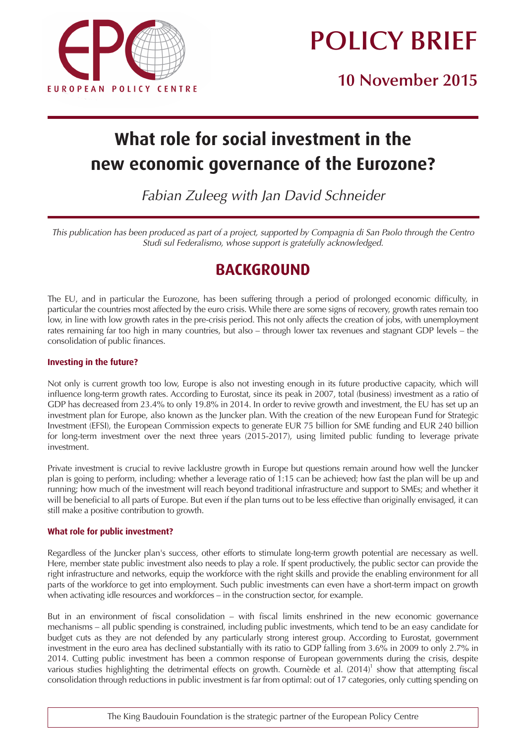EUROPEAN POLICY CENTRE

# POLICY BRIEF

## 10 November 2015

# What role for social investment in the new economic governance of the Eurozone?

*Fabian Zuleeg with Jan David Schneider*

*This publication has been produced as part of a project, supported by Compagnia di San Paolo through the Centro Studi sul Federalismo, whose support is gratefully acknowledged.*

## BACKGROUND

The EU, and in particular the Eurozone, has been suffering through a period of prolonged economic difficulty, in particular the countries most affected by the euro crisis. While there are some signs of recovery, growth rates remain too low, in line with low growth rates in the pre-crisis period. This not only affects the creation of jobs, with unemployment rates remaining far too high in many countries, but also – through lower tax revenues and stagnant GDP levels – the consolidation of public finances.

### Investing in the future?

Not only is current growth too low, Europe is also not investing enough in its future productive capacity, which will influence long-term growth rates. According to Eurostat, since its peak in 2007, total (business) investment as a ratio of GDP has decreased from 23.4% to only 19.8% in 2014. In order to revive growth and investment, the EU has set up an investment plan for Europe, also known as the Juncker plan. With the creation of the new European Fund for Strategic Investment (EFSI), the European Commission expects to generate EUR 75 billion for SME funding and EUR 240 billion for long-term investment over the next three years (2015-2017), using limited public funding to leverage private investment.

Private investment is crucial to revive lacklustre growth in Europe but questions remain around how well the Juncker plan is going to perform, including: whether a leverage ratio of 1:15 can be achieved; how fast the plan will be up and running; how much of the investment will reach beyond traditional infrastructure and support to SMEs; and whether it will be beneficial to all parts of Europe. But even if the plan turns out to be less effective than originally envisaged, it can still make a positive contribution to growth.

### What role for public investment?

Regardless of the Juncker plan's success, other efforts to stimulate long-term growth potential are necessary as well. Here, member state public investment also needs to play a role. If spent productively, the public sector can provide the right infrastructure and networks, equip the workforce with the right skills and provide the enabling environment for all parts of the workforce to get into employment. Such public investments can even have a short-term impact on growth when activating idle resources and workforces – in the construction sector, for example.

But in an environment of fiscal consolidation – with fiscal limits enshrined in the new economic governance mechanisms – all public spending is constrained, including public investments, which tend to be an easy candidate for budget cuts as they are not defended by any particularly strong interest group. According to Eurostat, government investment in the euro area has declined substantially with its ratio to GDP falling from 3.6% in 2009 to only 2.7% in 2014. Cutting public investment has been a common response of European governments during the crisis, despite various studies highlighting the detrimental effects on growth. Cournède et al. (2014)[1] show that attempting fiscal consolidation through reductions in public investment is far from optimal: out of 17 categories, only cutting spending on

The King Baudouin Foundation is the strategic partner of the European Policy Centre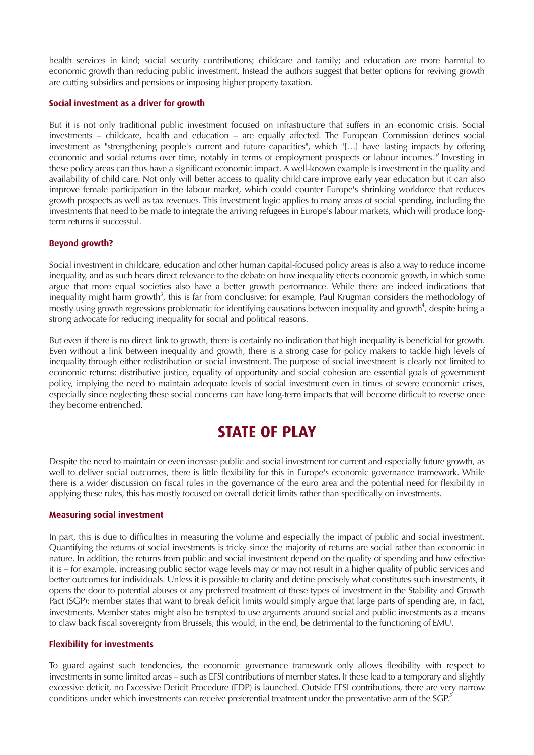health services in kind; social security contributions; childcare and family; and education are more harmful to economic growth than reducing public investment. Instead the authors suggest that better options for reviving growth are cutting subsidies and pensions or imposing higher property taxation.

### Social investment as a driver for growth

But it is not only traditional public investment focused on infrastructure that suffers in an economic crisis. Social investments – childcare, health and education – are equally affected. The European Commission defines social investment as "strengthening people's current and future capacities", which "[…] have lasting impacts by offering economic and social returns over time, notably in terms of employment prospects or labour incomes."[2] Investing in these policy areas can thus have a significant economic impact. A well-known example is investment in the quality and availability of child care. Not only will better access to quality child care improve early year education but it can also improve female participation in the labour market, which could counter Europe's shrinking workforce that reduces growth prospects as well as tax revenues. This investment logic applies to many areas of social spending, including the investments that need to be made to integrate the arriving refugees in Europe's labour markets, which will produce long-term returns if successful.

### Beyond growth?

Social investment in childcare, education and other human capital-focused policy areas is also a way to reduce income inequality, and as such bears direct relevance to the debate on how inequality effects economic growth, in which some argue that more equal societies also have a better growth performance. While there are indeed indications that inequality might harm growth[3], this is far from conclusive: for example, Paul Krugman considers the methodology of mostly using growth regressions problematic for identifying causations between inequality and growth[4], despite being a strong advocate for reducing inequality for social and political reasons.

But even if there is no direct link to growth, there is certainly no indication that high inequality is beneficial for growth. Even without a link between inequality and growth, there is a strong case for policy makers to tackle high levels of inequality through either redistribution or social investment. The purpose of social investment is clearly not limited to economic returns: distributive justice, equality of opportunity and social cohesion are essential goals of government policy, implying the need to maintain adequate levels of social investment even in times of severe economic crises, especially since neglecting these social concerns can have long-term impacts that will become difficult to reverse once they become entrenched.

## STATE OF PLAY

Despite the need to maintain or even increase public and social investment for current and especially future growth, as well to deliver social outcomes, there is little flexibility for this in Europe's economic governance framework. While there is a wider discussion on fiscal rules in the governance of the euro area and the potential need for flexibility in applying these rules, this has mostly focused on overall deficit limits rather than specifically on investments.

### Measuring social investment

In part, this is due to difficulties in measuring the volume and especially the impact of public and social investment. Quantifying the returns of social investments is tricky since the majority of returns are social rather than economic in nature. In addition, the returns from public and social investment depend on the quality of spending and how effective it is – for example, increasing public sector wage levels may or may not result in a higher quality of public services and better outcomes for individuals. Unless it is possible to clarify and define precisely what constitutes such investments, it opens the door to potential abuses of any preferred treatment of these types of investment in the Stability and Growth Pact (SGP): member states that want to break deficit limits would simply argue that large parts of spending are, in fact, investments. Member states might also be tempted to use arguments around social and public investments as a means to claw back fiscal sovereignty from Brussels; this would, in the end, be detrimental to the functioning of EMU.

### Flexibility for investments

To guard against such tendencies, the economic governance framework only allows flexibility with respect to investments in some limited areas – such as EFSI contributions of member states. If these lead to a temporary and slightly excessive deficit, no Excessive Deficit Procedure (EDP) is launched. Outside EFSI contributions, there are very narrow conditions under which investments can receive preferential treatment under the preventative arm of the SGP.[5]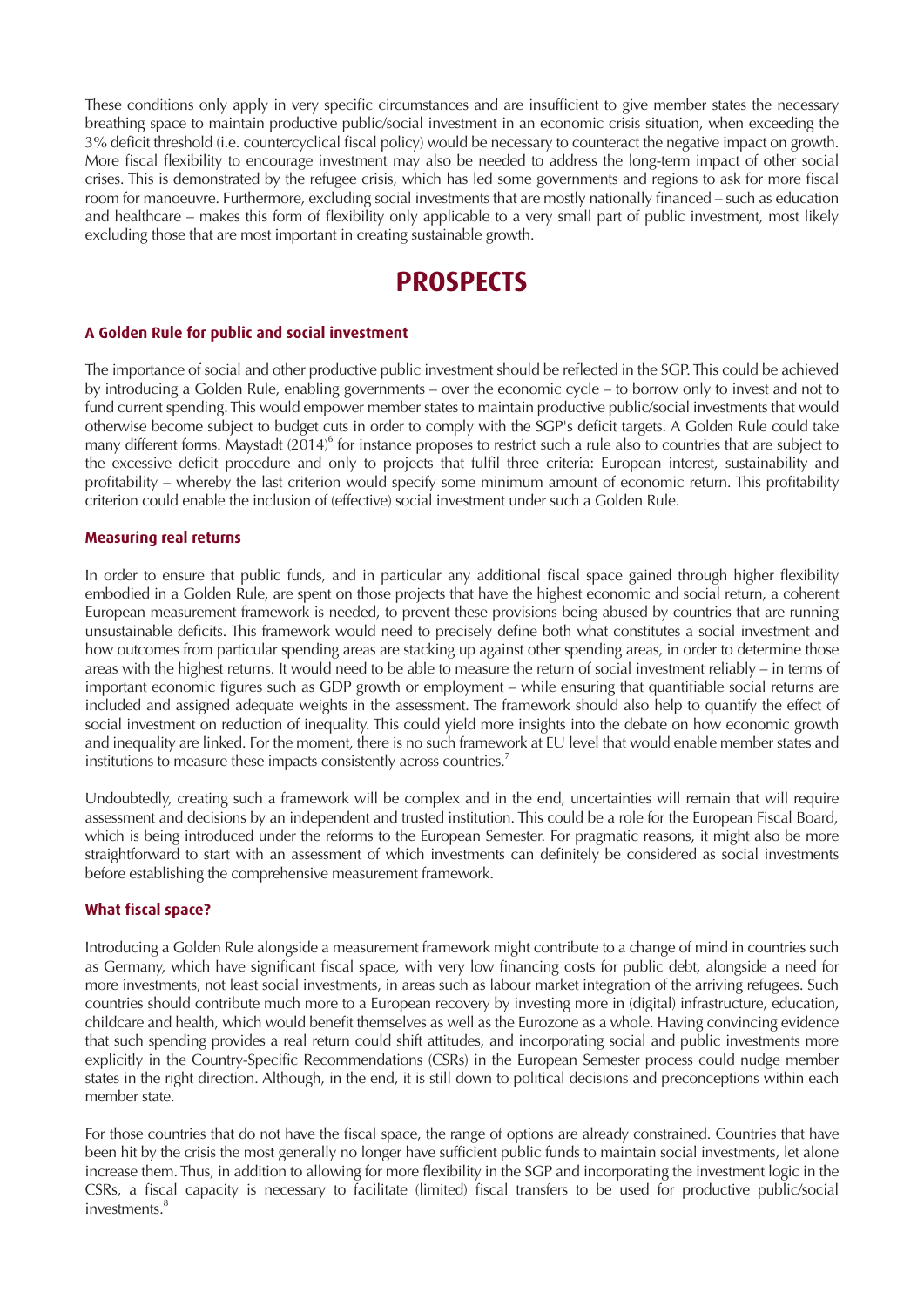These conditions only apply in very specific circumstances and are insufficient to give member states the necessary breathing space to maintain productive public/social investment in an economic crisis situation, when exceeding the 3% deficit threshold (i.e. countercyclical fiscal policy) would be necessary to counteract the negative impact on growth. More fiscal flexibility to encourage investment may also be needed to address the long-term impact of other social crises. This is demonstrated by the refugee crisis, which has led some governments and regions to ask for more fiscal room for manoeuvre. Furthermore, excluding social investments that are mostly nationally financed – such as education and healthcare – makes this form of flexibility only applicable to a very small part of public investment, most likely excluding those that are most important in creating sustainable growth.

# PROSPECTS

### A Golden Rule for public and social investment

The importance of social and other productive public investment should be reflected in the SGP. This could be achieved by introducing a Golden Rule, enabling governments – over the economic cycle – to borrow only to invest and not to fund current spending. This would empower member states to maintain productive public/social investments that would otherwise become subject to budget cuts in order to comply with the SGP's deficit targets. A Golden Rule could take many different forms. Maystadt (2014)[6] for instance proposes to restrict such a rule also to countries that are subject to the excessive deficit procedure and only to projects that fulfil three criteria: European interest, sustainability and profitability – whereby the last criterion would specify some minimum amount of economic return. This profitability criterion could enable the inclusion of (effective) social investment under such a Golden Rule.

### Measuring real returns

In order to ensure that public funds, and in particular any additional fiscal space gained through higher flexibility embodied in a Golden Rule, are spent on those projects that have the highest economic and social return, a coherent European measurement framework is needed, to prevent these provisions being abused by countries that are running unsustainable deficits. This framework would need to precisely define both what constitutes a social investment and how outcomes from particular spending areas are stacking up against other spending areas, in order to determine those areas with the highest returns. It would need to be able to measure the return of social investment reliably – in terms of important economic figures such as GDP growth or employment – while ensuring that quantifiable social returns are included and assigned adequate weights in the assessment. The framework should also help to quantify the effect of social investment on reduction of inequality. This could yield more insights into the debate on how economic growth and inequality are linked. For the moment, there is no such framework at EU level that would enable member states and institutions to measure these impacts consistently across countries.[7]

Undoubtedly, creating such a framework will be complex and in the end, uncertainties will remain that will require assessment and decisions by an independent and trusted institution. This could be a role for the European Fiscal Board, which is being introduced under the reforms to the European Semester. For pragmatic reasons, it might also be more straightforward to start with an assessment of which investments can definitely be considered as social investments before establishing the comprehensive measurement framework.

### What fiscal space?

Introducing a Golden Rule alongside a measurement framework might contribute to a change of mind in countries such as Germany, which have significant fiscal space, with very low financing costs for public debt, alongside a need for more investments, not least social investments, in areas such as labour market integration of the arriving refugees. Such countries should contribute much more to a European recovery by investing more in (digital) infrastructure, education, childcare and health, which would benefit themselves as well as the Eurozone as a whole. Having convincing evidence that such spending provides a real return could shift attitudes, and incorporating social and public investments more explicitly in the Country-Specific Recommendations (CSRs) in the European Semester process could nudge member states in the right direction. Although, in the end, it is still down to political decisions and preconceptions within each member state.

For those countries that do not have the fiscal space, the range of options are already constrained. Countries that have been hit by the crisis the most generally no longer have sufficient public funds to maintain social investments, let alone increase them. Thus, in addition to allowing for more flexibility in the SGP and incorporating the investment logic in the CSRs, a fiscal capacity is necessary to facilitate (limited) fiscal transfers to be used for productive public/social investments.[8]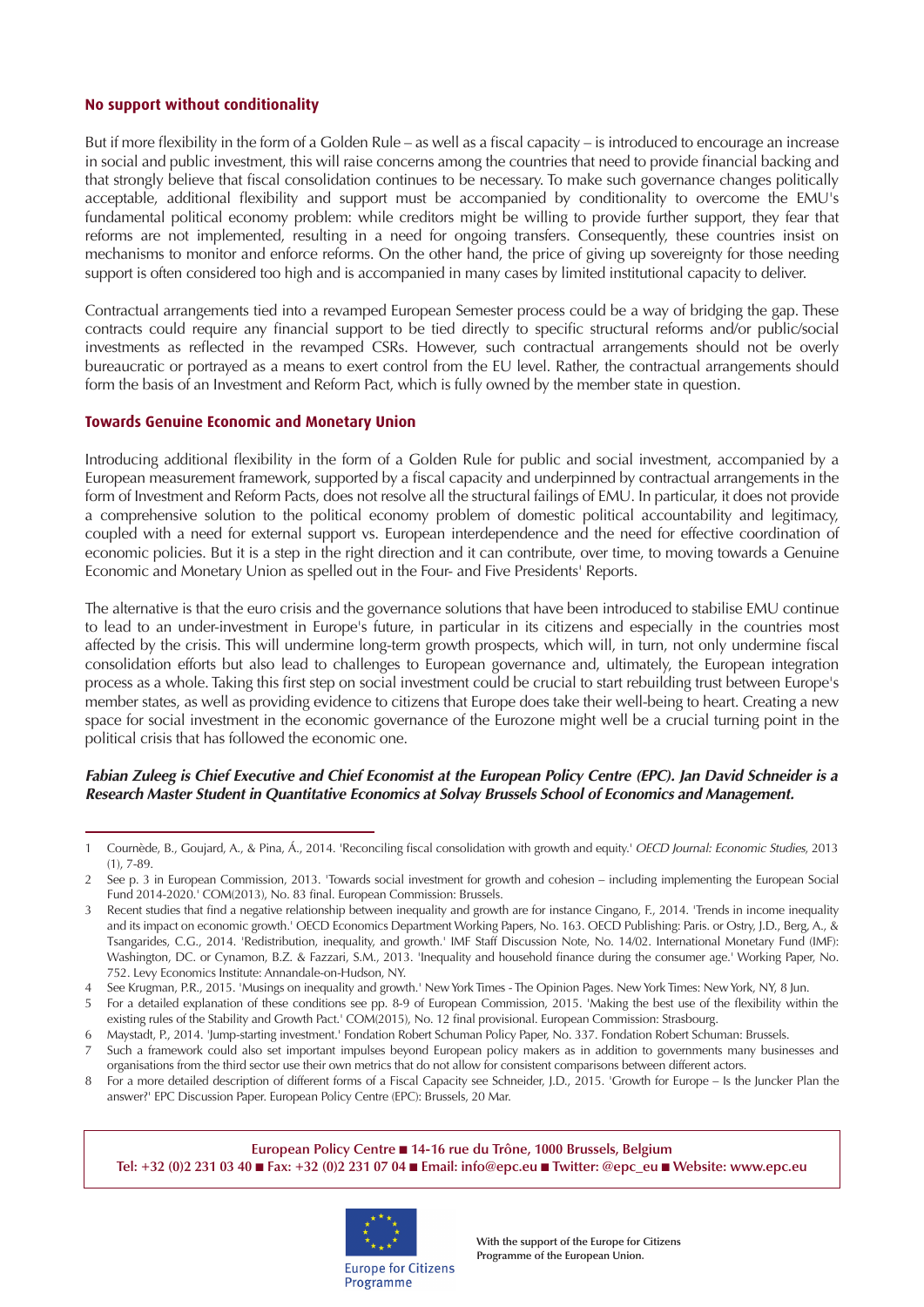## No support without conditionality

But if more flexibility in the form of a Golden Rule – as well as a fiscal capacity – is introduced to encourage an increase in social and public investment, this will raise concerns among the countries that need to provide financial backing and that strongly believe that fiscal consolidation continues to be necessary. To make such governance changes politically acceptable, additional flexibility and support must be accompanied by conditionality to overcome the EMU's fundamental political economy problem: while creditors might be willing to provide further support, they fear that reforms are not implemented, resulting in a need for ongoing transfers. Consequently, these countries insist on mechanisms to monitor and enforce reforms. On the other hand, the price of giving up sovereignty for those needing support is often considered too high and is accompanied in many cases by limited institutional capacity to deliver.

Contractual arrangements tied into a revamped European Semester process could be a way of bridging the gap. These contracts could require any financial support to be tied directly to specific structural reforms and/or public/social investments as reflected in the revamped CSRs. However, such contractual arrangements should not be overly bureaucratic or portrayed as a means to exert control from the EU level. Rather, the contractual arrangements should form the basis of an Investment and Reform Pact, which is fully owned by the member state in question.

## Towards Genuine Economic and Monetary Union

Introducing additional flexibility in the form of a Golden Rule for public and social investment, accompanied by a European measurement framework, supported by a fiscal capacity and underpinned by contractual arrangements in the form of Investment and Reform Pacts, does not resolve all the structural failings of EMU. In particular, it does not provide a comprehensive solution to the political economy problem of domestic political accountability and legitimacy, coupled with a need for external support vs. European interdependence and the need for effective coordination of economic policies. But it is a step in the right direction and it can contribute, over time, to moving towards a Genuine Economic and Monetary Union as spelled out in the Four- and Five Presidents' Reports.

The alternative is that the euro crisis and the governance solutions that have been introduced to stabilise EMU continue to lead to an under-investment in Europe's future, in particular in its citizens and especially in the countries most affected by the crisis. This will undermine long-term growth prospects, which will, in turn, not only undermine fiscal consolidation efforts but also lead to challenges to European governance and, ultimately, the European integration process as a whole. Taking this first step on social investment could be crucial to start rebuilding trust between Europe's member states, as well as providing evidence to citizens that Europe does take their well-being to heart. Creating a new space for social investment in the economic governance of the Eurozone might well be a crucial turning point in the political crisis that has followed the economic one.

***Fabian Zuleeg is Chief Executive and Chief Economist at the European Policy Centre (EPC). Jan David Schneider is a Research Master Student in Quantitative Economics at Solvay Brussels School of Economics and Management.***

---

1 Cournède, B., Goujard, A., & Pina, Á., 2014. 'Reconciling fiscal consolidation with growth and equity.' *OECD Journal: Economic Studies*, 2013 (1), 7-89.

2 See p. 3 in European Commission, 2013. 'Towards social investment for growth and cohesion – including implementing the European Social Fund 2014-2020.' COM(2013), No. 83 final. European Commission: Brussels.

3 Recent studies that find a negative relationship between inequality and growth are for instance Cingano, F., 2014. 'Trends in income inequality and its impact on economic growth.' OECD Economics Department Working Papers, No. 163. OECD Publishing: Paris. or Ostry, J.D., Berg, A., & Tsangarides, C.G., 2014. 'Redistribution, inequality, and growth.' IMF Staff Discussion Note, No. 14/02. International Monetary Fund (IMF): Washington, DC. or Cynamon, B.Z. & Fazzari, S.M., 2013. 'Inequality and household finance during the consumer age.' Working Paper, No. 752. Levy Economics Institute: Annandale-on-Hudson, NY.

4 See Krugman, P.R., 2015. 'Musings on inequality and growth.' New York Times - The Opinion Pages. New York Times: New York, NY, 8 Jun.

5 For a detailed explanation of these conditions see pp. 8-9 of European Commission, 2015. 'Making the best use of the flexibility within the existing rules of the Stability and Growth Pact.' COM(2015), No. 12 final provisional. European Commission: Strasbourg.

6 Maystadt, P., 2014. 'Jump-starting investment.' Fondation Robert Schuman Policy Paper, No. 337. Fondation Robert Schuman: Brussels.

7 Such a framework could also set important impulses beyond European policy makers as in addition to governments many businesses and organisations from the third sector use their own metrics that do not allow for consistent comparisons between different actors.

8 For a more detailed description of different forms of a Fiscal Capacity see Schneider, J.D., 2015. 'Growth for Europe – Is the Juncker Plan the answer?' EPC Discussion Paper. European Policy Centre (EPC): Brussels, 20 Mar.

European Policy Centre ■ 14-16 rue du Trône, 1000 Brussels, Belgium
Tel: +32 (0)2 231 03 40 ■ Fax: +32 (0)2 231 07 04 ■ Email: info@epc.eu ■ Twitter: @epc_eu ■ Website: www.epc.eu

Europe for Citizens Programme

With the support of the Europe for Citizens Programme of the European Union.